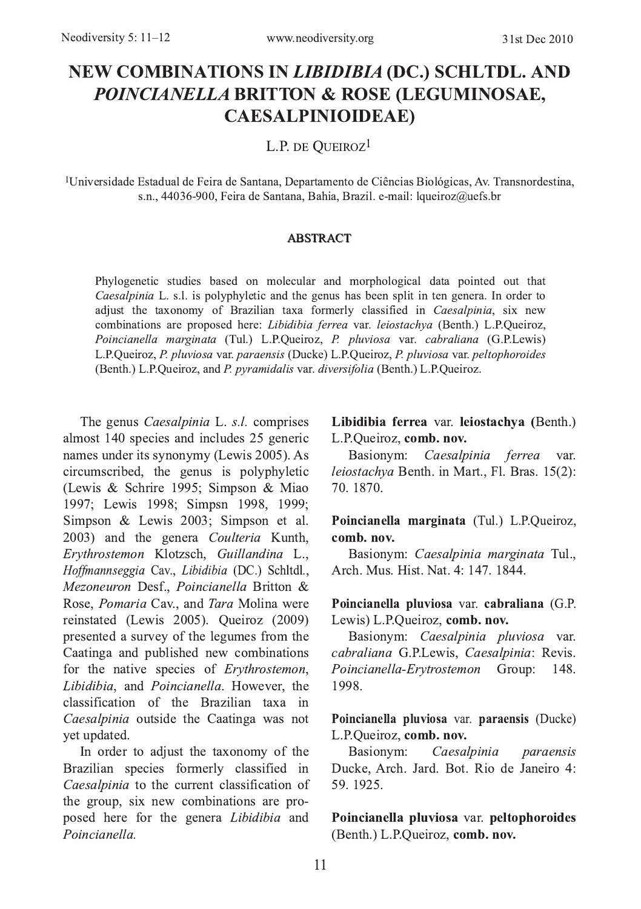# NEW COMBINATIONS IN *LIBIDIBIA* (DC.) SCHLTDL. AND *POINCIANELLA* BRITTON & ROSE (LEGUMINOSAE, CAESALPINIOIDEAE)

L.P. de Queiroz[1]

[1]Universidade Estadual de Feira de Santana, Departamento de Ciências Biológicas, Av. Transnordestina, s.n., 44036-900, Feira de Santana, Bahia, Brazil. e-mail: lqueiroz@uefs.br

## ABSTRACT

Phylogenetic studies based on molecular and morphological data pointed out that *Caesalpinia* L. s.l. is polyphyletic and the genus has been split in ten genera. In order to adjust the taxonomy of Brazilian taxa formerly classified in *Caesalpinia*, six new combinations are proposed here: *Libidibia ferrea* var. *leiostachya* (Benth.) L.P.Queiroz, *Poincianella marginata* (Tul.) L.P.Queiroz, *P. pluviosa* var. *cabraliana* (G.P.Lewis) L.P.Queiroz, *P. pluviosa* var. *paraensis* (Ducke) L.P.Queiroz, *P. pluviosa* var. *peltophoroides* (Benth.) L.P.Queiroz, and *P. pyramidalis* var. *diversifolia* (Benth.) L.P.Queiroz.

The genus *Caesalpinia* L. *s.l.* comprises almost 140 species and includes 25 generic names under its synonymy (Lewis 2005). As circumscribed, the genus is polyphyletic (Lewis & Schrire 1995; Simpson & Miao 1997; Lewis 1998; Simpsn 1998, 1999; Simpson & Lewis 2003; Simpson et al. 2003) and the genera *Coulteria* Kunth, *Erythrostemon* Klotzsch, *Guillandina* L., *Hoffmannseggia* Cav., *Libidibia* (DC.) Schltdl., *Mezoneuron* Desf., *Poincianella* Britton & Rose, *Pomaria* Cav., and *Tara* Molina were reinstated (Lewis 2005). Queiroz (2009) presented a survey of the legumes from the Caatinga and published new combinations for the native species of *Erythrostemon*, *Libidibia*, and *Poincianella*. However, the classification of the Brazilian taxa in *Caesalpinia* outside the Caatinga was not yet updated.

In order to adjust the taxonomy of the Brazilian species formerly classified in *Caesalpinia* to the current classification of the group, six new combinations are proposed here for the genera *Libidibia* and *Poincianella.*

**Libidibia ferrea** var. **leiostachya (**Benth.) L.P.Queiroz, **comb. nov.**

Basionym: *Caesalpinia ferrea* var. *leiostachya* Benth. in Mart., Fl. Bras. 15(2): 70. 1870.

**Poincianella marginata** (Tul.) L.P.Queiroz, **comb. nov.**

Basionym: *Caesalpinia marginata* Tul., Arch. Mus. Hist. Nat. 4: 147. 1844.

**Poincianella pluviosa** var. **cabraliana** (G.P. Lewis) L.P.Queiroz, **comb. nov.**

Basionym: *Caesalpinia pluviosa* var. *cabraliana* G.P.Lewis, *Caesalpinia*: Revis. *Poincianella-Erytrostemon* Group: 148. 1998.

**Poincianella pluviosa** var. **paraensis** (Ducke) L.P.Queiroz, **comb. nov.**

Basionym: *Caesalpinia paraensis* Ducke, Arch. Jard. Bot. Rio de Janeiro 4: 59. 1925.

**Poincianella pluviosa** var. **peltophoroides** (Benth.) L.P.Queiroz, **comb. nov.**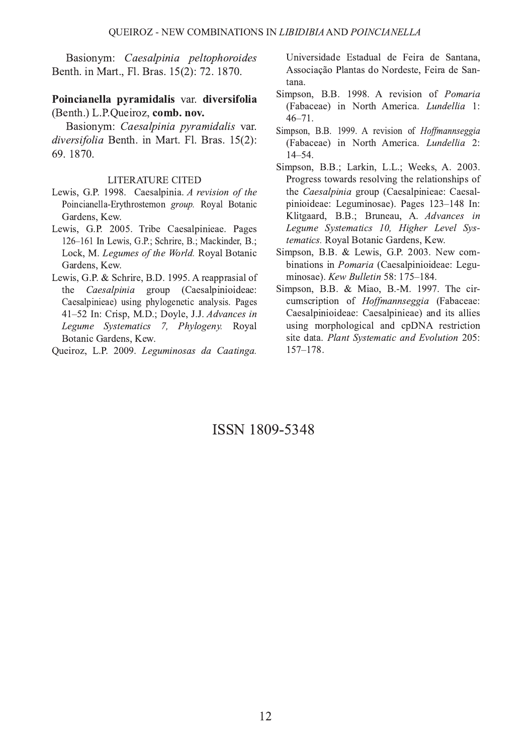Basionym: *Caesalpinia peltophoroides* Benth. in Mart., Fl. Bras. 15(2): 72. 1870.

**Poincianella pyramidalis** var. **diversifolia** (Benth.) L.P.Queiroz, **comb. nov.**

Basionym: *Caesalpinia pyramidalis* var. *diversifolia* Benth. in Mart. Fl. Bras. 15(2): 69. 1870.

## LITERATURE CITED

Lewis, G.P. 1998. Caesalpinia. *A revision of the* Poincianella-Erythrostemon *group.* Royal Botanic Gardens, Kew.

Lewis, G.P. 2005. Tribe Caesalpinieae. Pages 126–161 In Lewis, G.P.; Schrire, B.; Mackinder, B.; Lock, M. *Legumes of the World.* Royal Botanic Gardens, Kew.

Lewis, G.P. & Schrire, B.D. 1995. A reapprasial of the *Caesalpinia* group (Caesalpinioideae: Caesalpinieae) using phylogenetic analysis. Pages 41–52 In: Crisp, M.D.; Doyle, J.J. *Advances in Legume Systematics 7, Phylogeny.* Royal Botanic Gardens, Kew.

Queiroz, L.P. 2009. *Leguminosas da Caatinga.* Universidade Estadual de Feira de Santana, Associação Plantas do Nordeste, Feira de Santana.

Simpson, B.B. 1998. A revision of *Pomaria* (Fabaceae) in North America. *Lundellia* 1: 46–71.

Simpson, B.B. 1999. A revision of *Hoffmannseggia* (Fabaceae) in North America. *Lundellia* 2: 14–54.

Simpson, B.B.; Larkin, L.L.; Weeks, A. 2003. Progress towards resolving the relationships of the *Caesalpinia* group (Caesalpinieae: Caesalpinioideae: Leguminosae). Pages 123–148 In: Klitgaard, B.B.; Bruneau, A. *Advances in Legume Systematics 10, Higher Level Systematics.* Royal Botanic Gardens, Kew.

Simpson, B.B. & Lewis, G.P. 2003. New combinations in *Pomaria* (Caesalpinioideae: Leguminosae). *Kew Bulletin* 58: 175–184.

Simpson, B.B. & Miao, B.-M. 1997. The circumscription of *Hoffmannseggia* (Fabaceae: Caesalpinioideae: Caesalpinieae) and its allies using morphological and cpDNA restriction site data. *Plant Systematic and Evolution* 205: 157–178.

ISSN 1809-5348